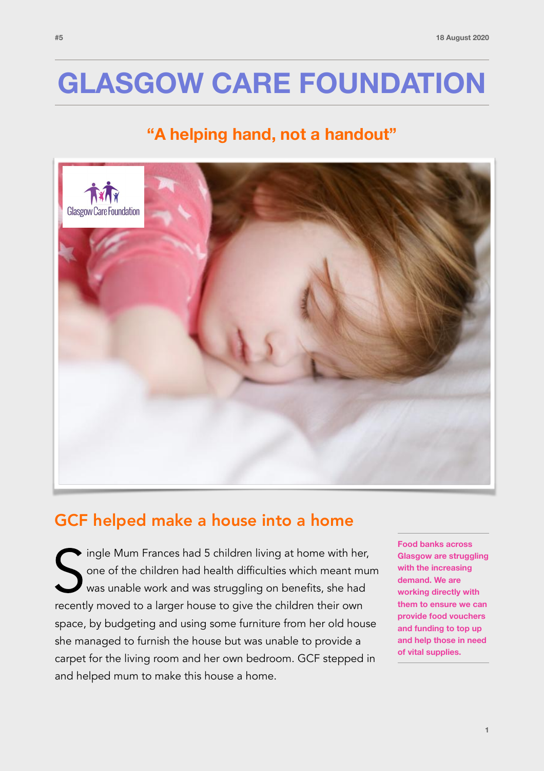# GLASGOW CARE FOUNDATION

## "A helping hand, not a handout"

## GCF helped make a house into a home

Single Mum Frances had 5 children living at home with her, one of the children had health difficulties which meant mum was unable work and was struggling on benefits, she had recently moved to a larger house to give the children their own space, by budgeting and using some furniture from her old house she managed to furnish the house but was unable to provide a carpet for the living room and her own bedroom. GCF stepped in and helped mum to make this house a home.

**Food banks across Glasgow are struggling with the increasing demand. We are working directly with them to ensure we can provide food vouchers and funding to top up and help those in need of vital supplies.**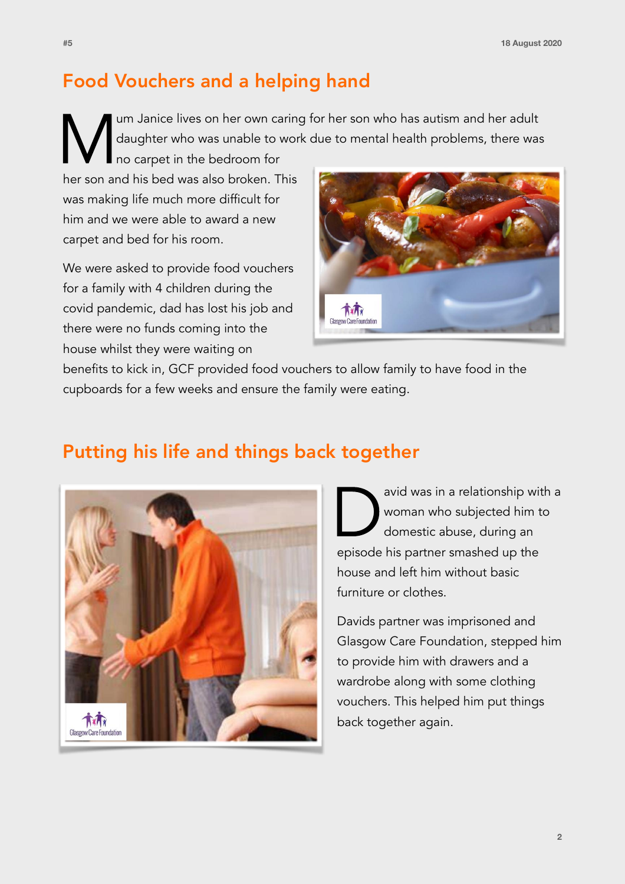## Food Vouchers and a helping hand

Mum Janice lives on her own caring for her son who has autism and her adult daughter who was unable to work due to mental health problems, there was no carpet in the bedroom for her son and his bed was also broken. This was making life much more difficult for him and we were able to award a new carpet and bed for his room.

We were asked to provide food vouchers for a family with 4 children during the covid pandemic, dad has lost his job and there were no funds coming into the house whilst they were waiting on benefits to kick in, GCF provided food vouchers to allow family to have food in the cupboards for a few weeks and ensure the family were eating.

## Putting his life and things back together

David was in a relationship with a woman who subjected him to domestic abuse, during an episode his partner smashed up the house and left him without basic furniture or clothes.

Davids partner was imprisoned and Glasgow Care Foundation, stepped him to provide him with drawers and a wardrobe along with some clothing vouchers. This helped him put things back together again.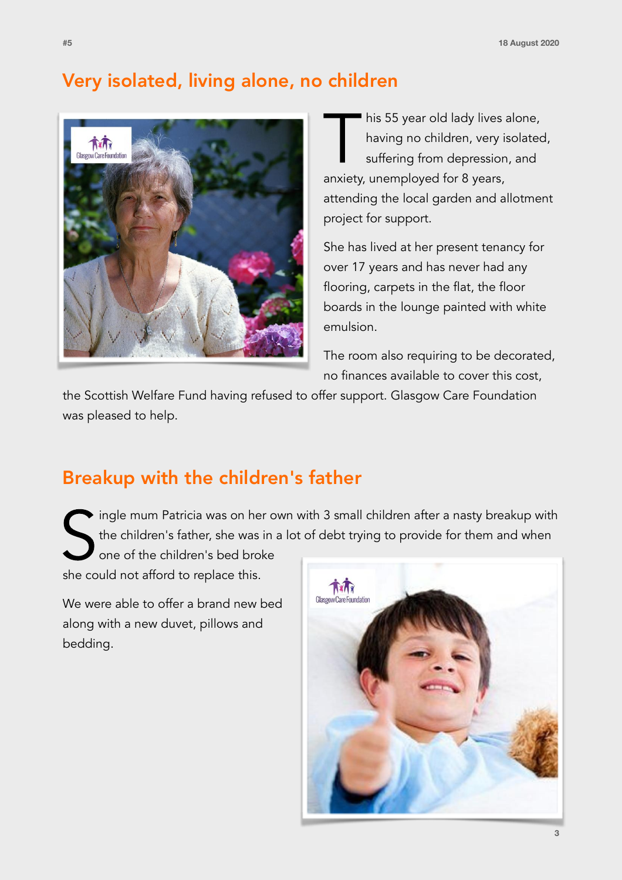## Very isolated, living alone, no children

This 55 year old lady lives alone, having no children, very isolated, suffering from depression, and anxiety, unemployed for 8 years, attending the local garden and allotment project for support.

She has lived at her present tenancy for over 17 years and has never had any flooring, carpets in the flat, the floor boards in the lounge painted with white emulsion.

The room also requiring to be decorated, no finances available to cover this cost, the Scottish Welfare Fund having refused to offer support. Glasgow Care Foundation was pleased to help.

## Breakup with the children's father

Single mum Patricia was on her own with 3 small children after a nasty breakup with the children's father, she was in a lot of debt trying to provide for them and when one of the children's bed broke she could not afford to replace this.

We were able to offer a brand new bed along with a new duvet, pillows and bedding.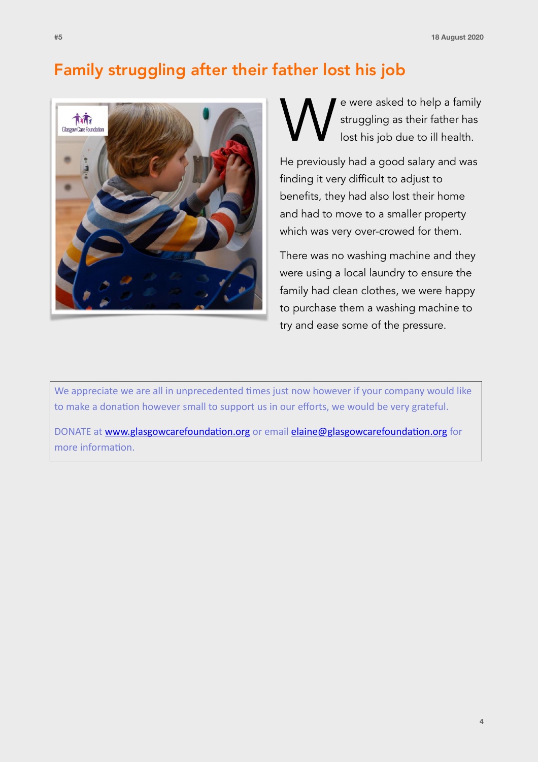# Family struggling after their father lost his job

We were asked to help a family struggling as their father has lost his job due to ill health.

He previously had a good salary and was finding it very difficult to adjust to benefits, they had also lost their home and had to move to a smaller property which was very over-crowed for them.

There was no washing machine and they were using a local laundry to ensure the family had clean clothes, we were happy to purchase them a washing machine to try and ease some of the pressure.

We appreciate we are all in unprecedented times just now however if your company would like to make a donation however small to support us in our efforts, we would be very grateful.

DONATE at www.glasgowcarefoundation.org or email elaine@glasgowcarefoundation.org for more information.